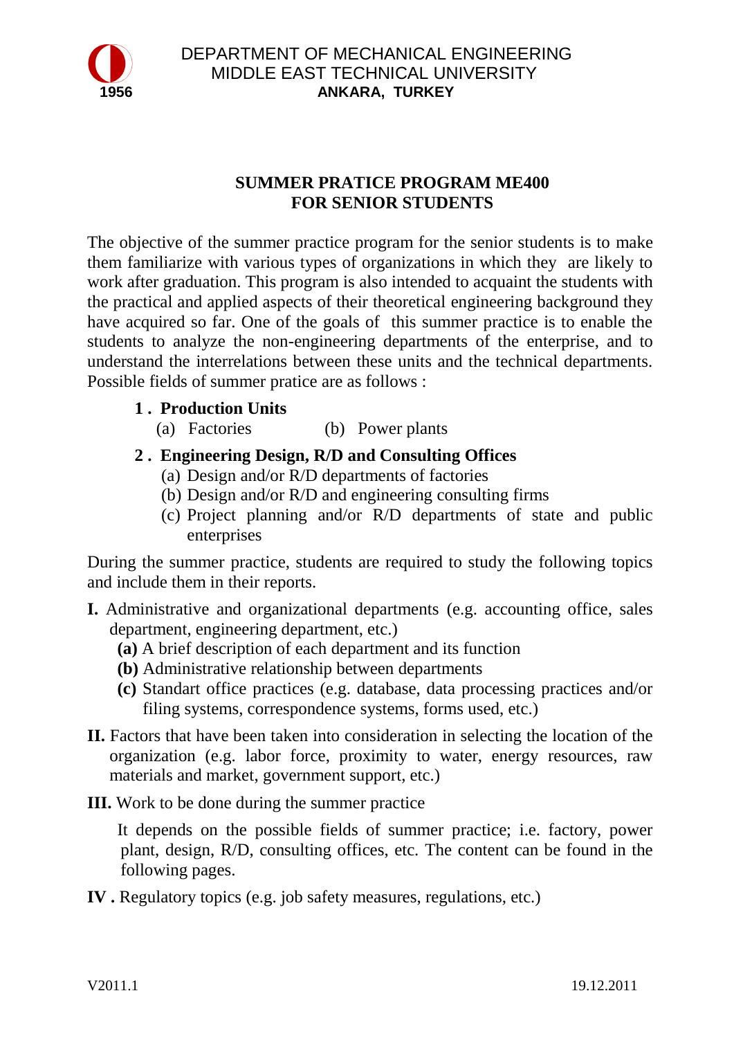DEPARTMENT OF MECHANICAL ENGINEERING
MIDDLE EAST TECHNICAL UNIVERSITY
**ANKARA, TURKEY**

1956

# SUMMER PRATICE PROGRAM ME400
# FOR SENIOR STUDENTS

The objective of the summer practice program for the senior students is to make them familiarize with various types of organizations in which they are likely to work after graduation. This program is also intended to acquaint the students with the practical and applied aspects of their theoretical engineering background they have acquired so far. One of the goals of this summer practice is to enable the students to analyze the non-engineering departments of the enterprise, and to understand the interrelations between these units and the technical departments. Possible fields of summer pratice are as follows :

**1 . Production Units**

(a) Factories (b) Power plants

**2 . Engineering Design, R/D and Consulting Offices**

(a) Design and/or R/D departments of factories
(b) Design and/or R/D and engineering consulting firms
(c) Project planning and/or R/D departments of state and public enterprises

During the summer practice, students are required to study the following topics and include them in their reports.

**I.** Administrative and organizational departments (e.g. accounting office, sales department, engineering department, etc.)

**(a)** A brief description of each department and its function
**(b)** Administrative relationship between departments
**(c)** Standart office practices (e.g. database, data processing practices and/or filing systems, correspondence systems, forms used, etc.)

**II.** Factors that have been taken into consideration in selecting the location of the organization (e.g. labor force, proximity to water, energy resources, raw materials and market, government support, etc.)

**III.** Work to be done during the summer practice

It depends on the possible fields of summer practice; i.e. factory, power plant, design, R/D, consulting offices, etc. The content can be found in the following pages.

**IV .** Regulatory topics (e.g. job safety measures, regulations, etc.)

V2011.1 19.12.2011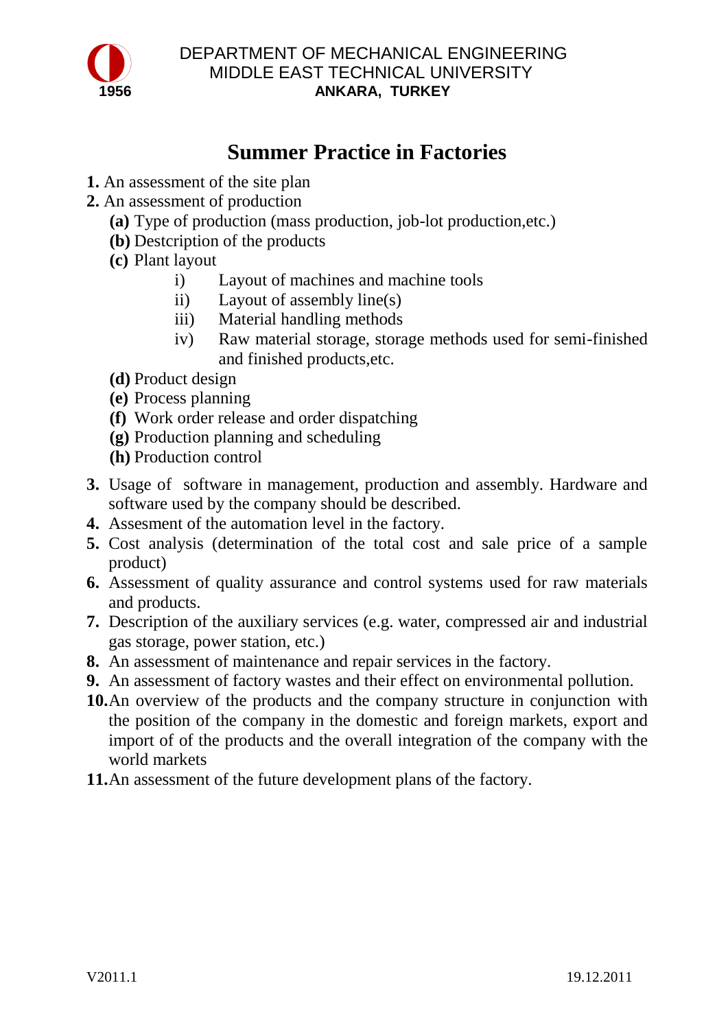DEPARTMENT OF MECHANICAL ENGINEERING
MIDDLE EAST TECHNICAL UNIVERSITY
**ANKARA, TURKEY**

# Summer Practice in Factories

1. An assessment of the site plan
2. An assessment of production
   - **(a)** Type of production (mass production, job-lot production,etc.)
   - **(b)** Destcription of the products
   - **(c)** Plant layout
     - i) Layout of machines and machine tools
     - ii) Layout of assembly line(s)
     - iii) Material handling methods
     - iv) Raw material storage, storage methods used for semi-finished and finished products,etc.
   - **(d)** Product design
   - **(e)** Process planning
   - **(f)** Work order release and order dispatching
   - **(g)** Production planning and scheduling
   - **(h)** Production control
3. Usage of software in management, production and assembly. Hardware and software used by the company should be described.
4. Assesment of the automation level in the factory.
5. Cost analysis (determination of the total cost and sale price of a sample product)
6. Assessment of quality assurance and control systems used for raw materials and products.
7. Description of the auxiliary services (e.g. water, compressed air and industrial gas storage, power station, etc.)
8. An assessment of maintenance and repair services in the factory.
9. An assessment of factory wastes and their effect on environmental pollution.
10. An overview of the products and the company structure in conjunction with the position of the company in the domestic and foreign markets, export and import of of the products and the overall integration of the company with the world markets
11. An assessment of the future development plans of the factory.

V2011.1 19.12.2011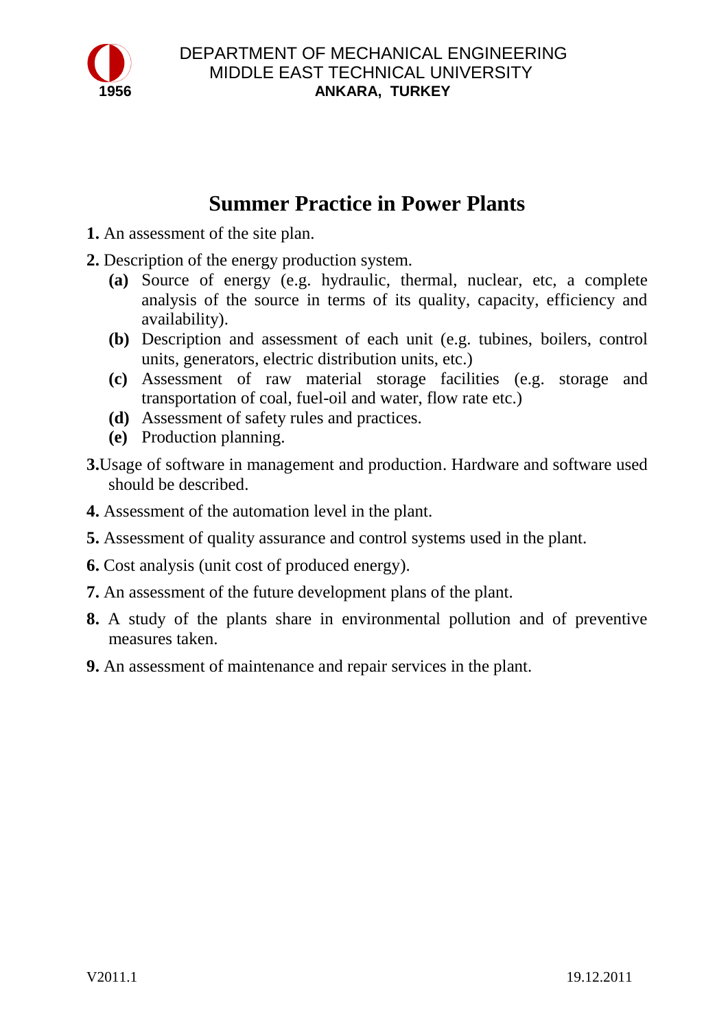DEPARTMENT OF MECHANICAL ENGINEERING
MIDDLE EAST TECHNICAL UNIVERSITY
**ANKARA, TURKEY**

# Summer Practice in Power Plants

**1.** An assessment of the site plan.

**2.** Description of the energy production system.

- **(a)** Source of energy (e.g. hydraulic, thermal, nuclear, etc, a complete analysis of the source in terms of its quality, capacity, efficiency and availability).
- **(b)** Description and assessment of each unit (e.g. tubines, boilers, control units, generators, electric distribution units, etc.)
- **(c)** Assessment of raw material storage facilities (e.g. storage and transportation of coal, fuel-oil and water, flow rate etc.)
- **(d)** Assessment of safety rules and practices.
- **(e)** Production planning.

**3.**Usage of software in management and production. Hardware and software used should be described.

**4.** Assessment of the automation level in the plant.

**5.** Assessment of quality assurance and control systems used in the plant.

**6.** Cost analysis (unit cost of produced energy).

**7.** An assessment of the future development plans of the plant.

**8.** A study of the plants share in environmental pollution and of preventive measures taken.

**9.** An assessment of maintenance and repair services in the plant.

V2011.1 19.12.2011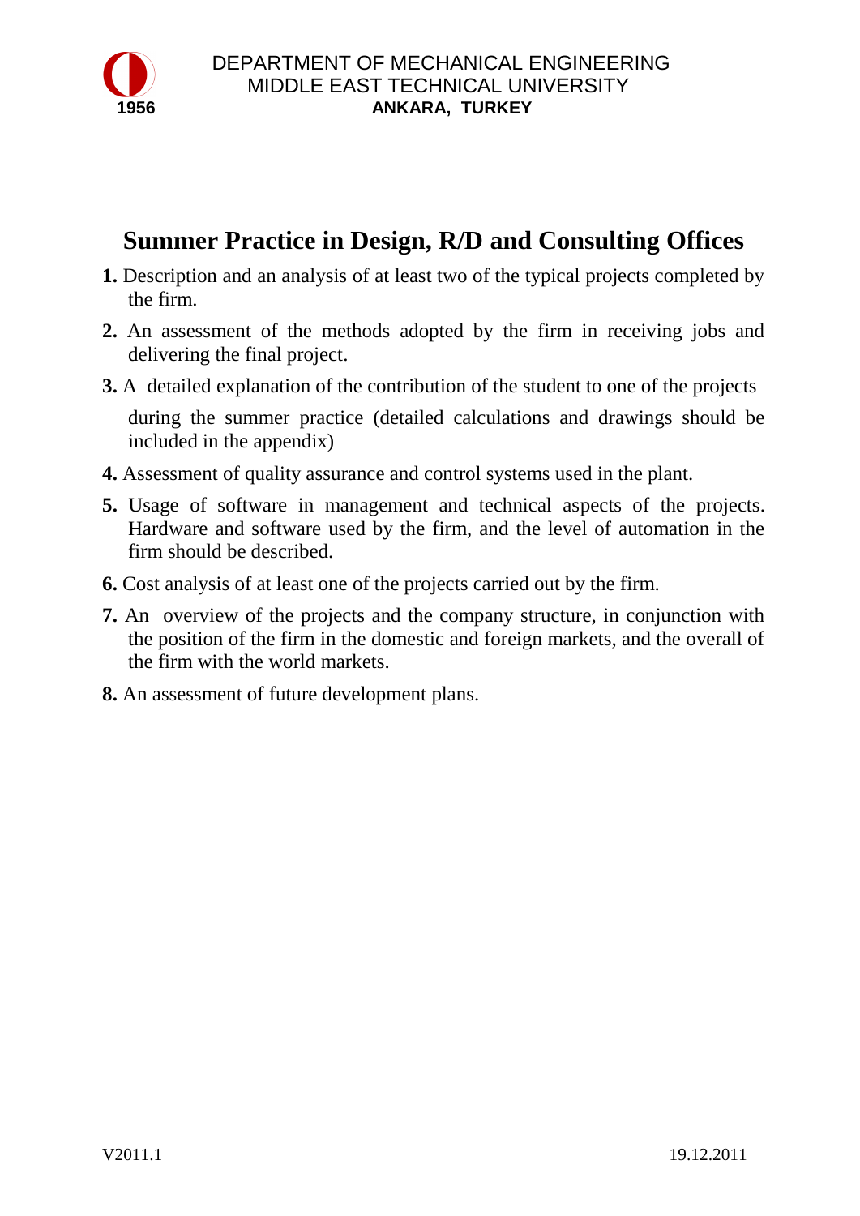DEPARTMENT OF MECHANICAL ENGINEERING
MIDDLE EAST TECHNICAL UNIVERSITY
**ANKARA, TURKEY**

1956

# Summer Practice in Design, R/D and Consulting Offices

**1.** Description and an analysis of at least two of the typical projects completed by the firm.

**2.** An assessment of the methods adopted by the firm in receiving jobs and delivering the final project.

**3.** A detailed explanation of the contribution of the student to one of the projects during the summer practice (detailed calculations and drawings should be included in the appendix)

**4.** Assessment of quality assurance and control systems used in the plant.

**5.** Usage of software in management and technical aspects of the projects. Hardware and software used by the firm, and the level of automation in the firm should be described.

**6.** Cost analysis of at least one of the projects carried out by the firm.

**7.** An overview of the projects and the company structure, in conjunction with the position of the firm in the domestic and foreign markets, and the overall of the firm with the world markets.

**8.** An assessment of future development plans.

V2011.1 19.12.2011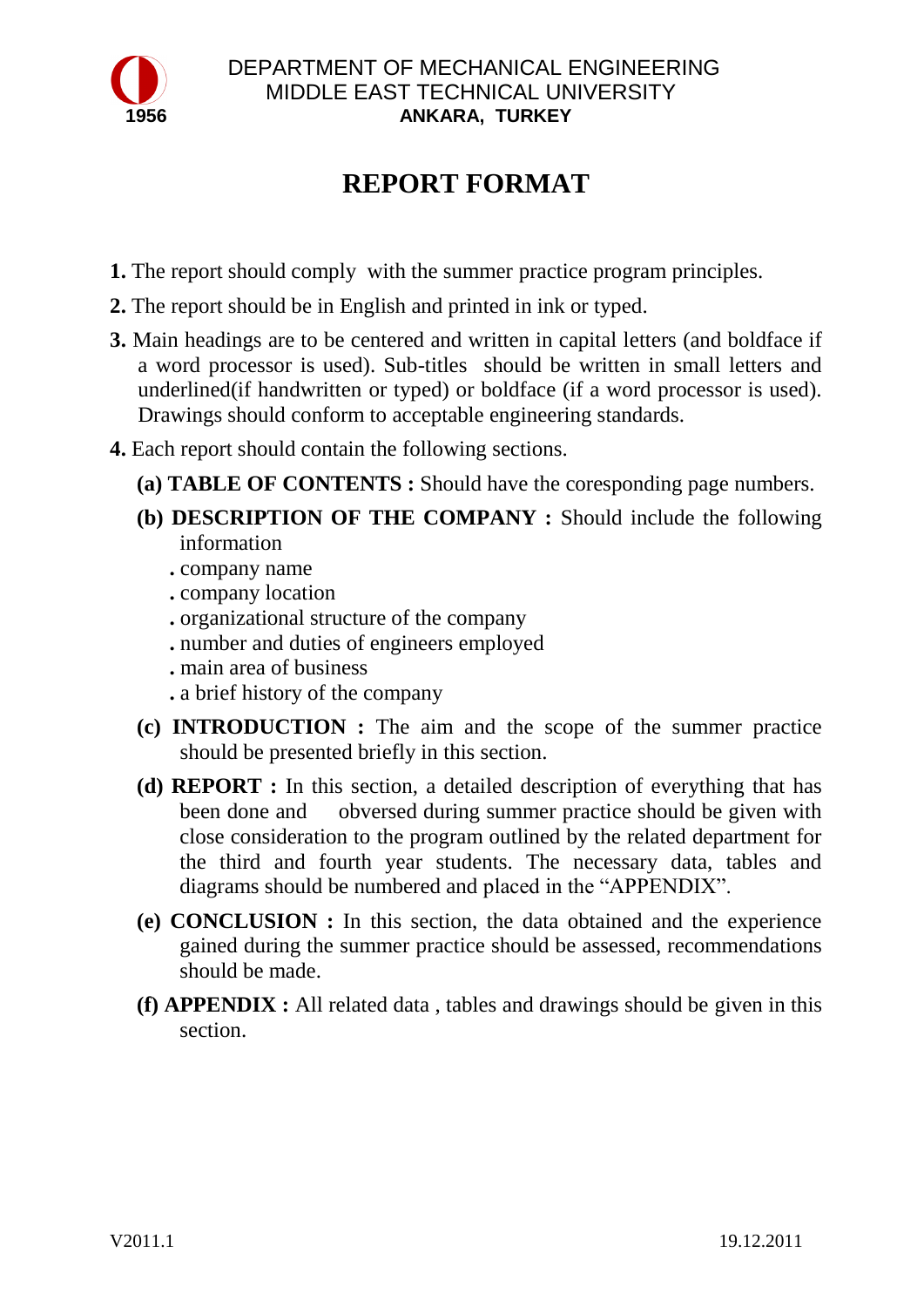DEPARTMENT OF MECHANICAL ENGINEERING
MIDDLE EAST TECHNICAL UNIVERSITY
**ANKARA, TURKEY**

1956

# REPORT FORMAT

**1.** The report should comply with the summer practice program principles.

**2.** The report should be in English and printed in ink or typed.

**3.** Main headings are to be centered and written in capital letters (and boldface if a word processor is used). Sub-titles should be written in small letters and underlined(if handwritten or typed) or boldface (if a word processor is used). Drawings should conform to acceptable engineering standards.

**4.** Each report should contain the following sections.

**(a) TABLE OF CONTENTS :** Should have the coresponding page numbers.

**(b) DESCRIPTION OF THE COMPANY :** Should include the following information

- company name
- company location
- organizational structure of the company
- number and duties of engineers employed
- main area of business
- a brief history of the company

**(c) INTRODUCTION :** The aim and the scope of the summer practice should be presented briefly in this section.

**(d) REPORT :** In this section, a detailed description of everything that has been done and obversed during summer practice should be given with close consideration to the program outlined by the related department for the third and fourth year students. The necessary data, tables and diagrams should be numbered and placed in the "APPENDIX".

**(e) CONCLUSION :** In this section, the data obtained and the experience gained during the summer practice should be assessed, recommendations should be made.

**(f) APPENDIX :** All related data , tables and drawings should be given in this section.

V2011.1 19.12.2011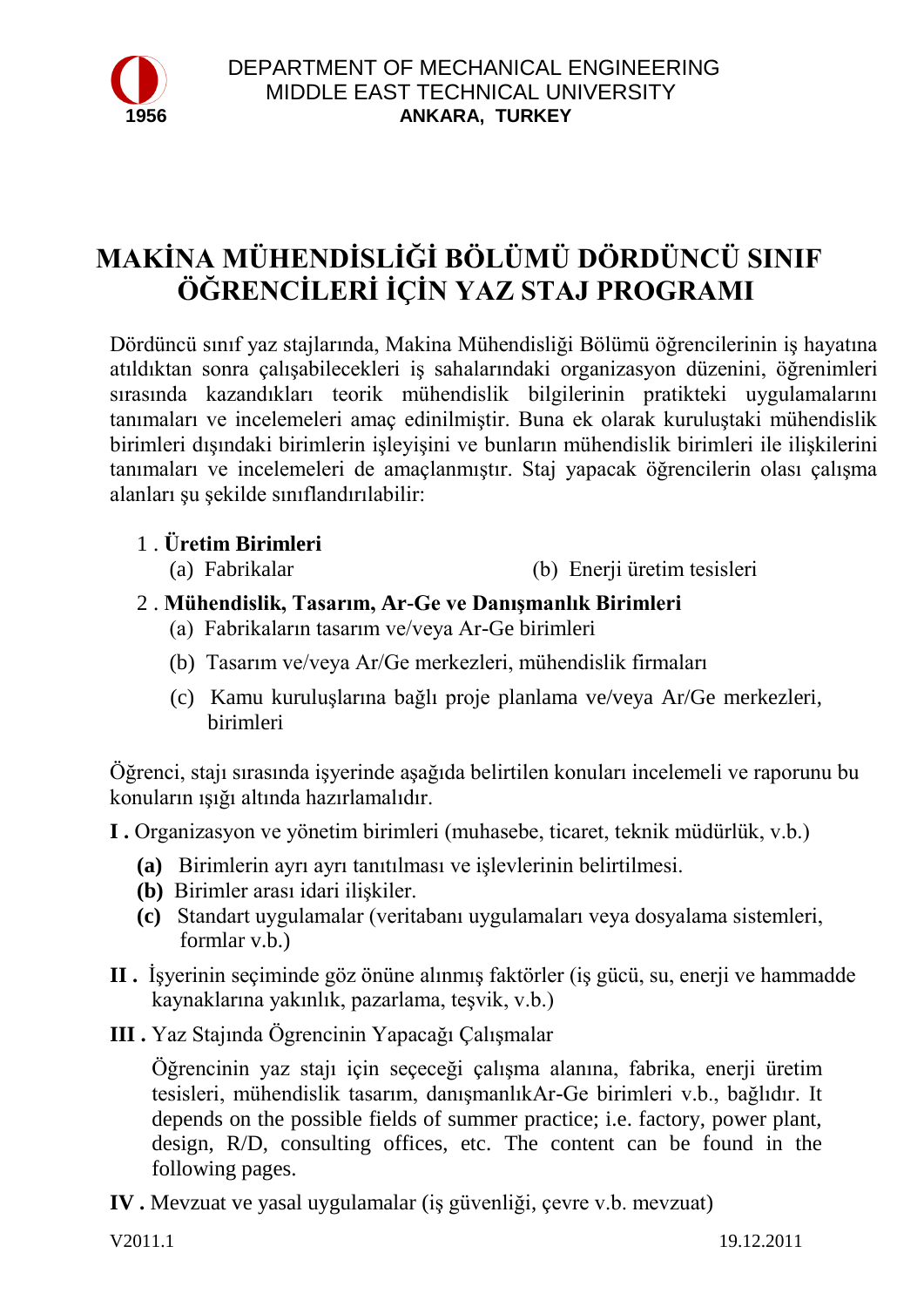DEPARTMENT OF MECHANICAL ENGINEERING
MIDDLE EAST TECHNICAL UNIVERSITY
**ANKARA, TURKEY**

1956

# MAKİNA MÜHENDİSLİĞİ BÖLÜMÜ DÖRDÜNCÜ SINIF ÖĞRENCİLERİ İÇİN YAZ STAJ PROGRAMI

Dördüncü sınıf yaz stajlarında, Makina Mühendisliği Bölümü öğrencilerinin iş hayatına atıldıktan sonra çalışabilecekleri iş sahalarındaki organizasyon düzenini, öğrenimleri sırasında kazandıkları teorik mühendislik bilgilerinin pratikteki uygulamalarını tanımaları ve incelemeleri amaç edinilmiştir. Buna ek olarak kuruluştaki mühendislik birimleri dışındaki birimlerin işleyişini ve bunların mühendislik birimleri ile ilişkilerini tanımaları ve incelemeleri de amaçlanmıştır. Staj yapacak öğrencilerin olası çalışma alanları şu şekilde sınıflandırılabilir:

1 . **Üretim Birimleri**
   - (a) Fabrikalar
   - (b) Enerji üretim tesisleri

2 . **Mühendislik, Tasarım, Ar-Ge ve Danışmanlık Birimleri**
   - (a) Fabrikaların tasarım ve/veya Ar-Ge birimleri
   - (b) Tasarım ve/veya Ar/Ge merkezleri, mühendislik firmaları
   - (c) Kamu kuruluşlarına bağlı proje planlama ve/veya Ar/Ge merkezleri, birimleri

Öğrenci, stajı sırasında işyerinde aşağıda belirtilen konuları incelemeli ve raporunu bu konuların ışığı altında hazırlamalıdır.

**I .** Organizasyon ve yönetim birimleri (muhasebe, ticaret, teknik müdürlük, v.b.)

- **(a)** Birimlerin ayrı ayrı tanıtılması ve işlevlerinin belirtilmesi.
- **(b)** Birimler arası idari ilişkiler.
- **(c)** Standart uygulamalar (veritabanı uygulamaları veya dosyalama sistemleri, formlar v.b.)

**II .** İşyerinin seçiminde göz önüne alınmış faktörler (iş gücü, su, enerji ve hammadde kaynaklarına yakınlık, pazarlama, teşvik, v.b.)

**III .** Yaz Stajında Ögrencinin Yapacağı Çalışmalar

Öğrencinin yaz stajı için seçeceği çalışma alanına, fabrika, enerji üretim tesisleri, mühendislik tasarım, danışmanlıkAr-Ge birimleri v.b., bağlıdır. It depends on the possible fields of summer practice; i.e. factory, power plant, design, R/D, consulting offices, etc. The content can be found in the following pages.

**IV .** Mevzuat ve yasal uygulamalar (iş güvenliği, çevre v.b. mevzuat)

V2011.1 19.12.2011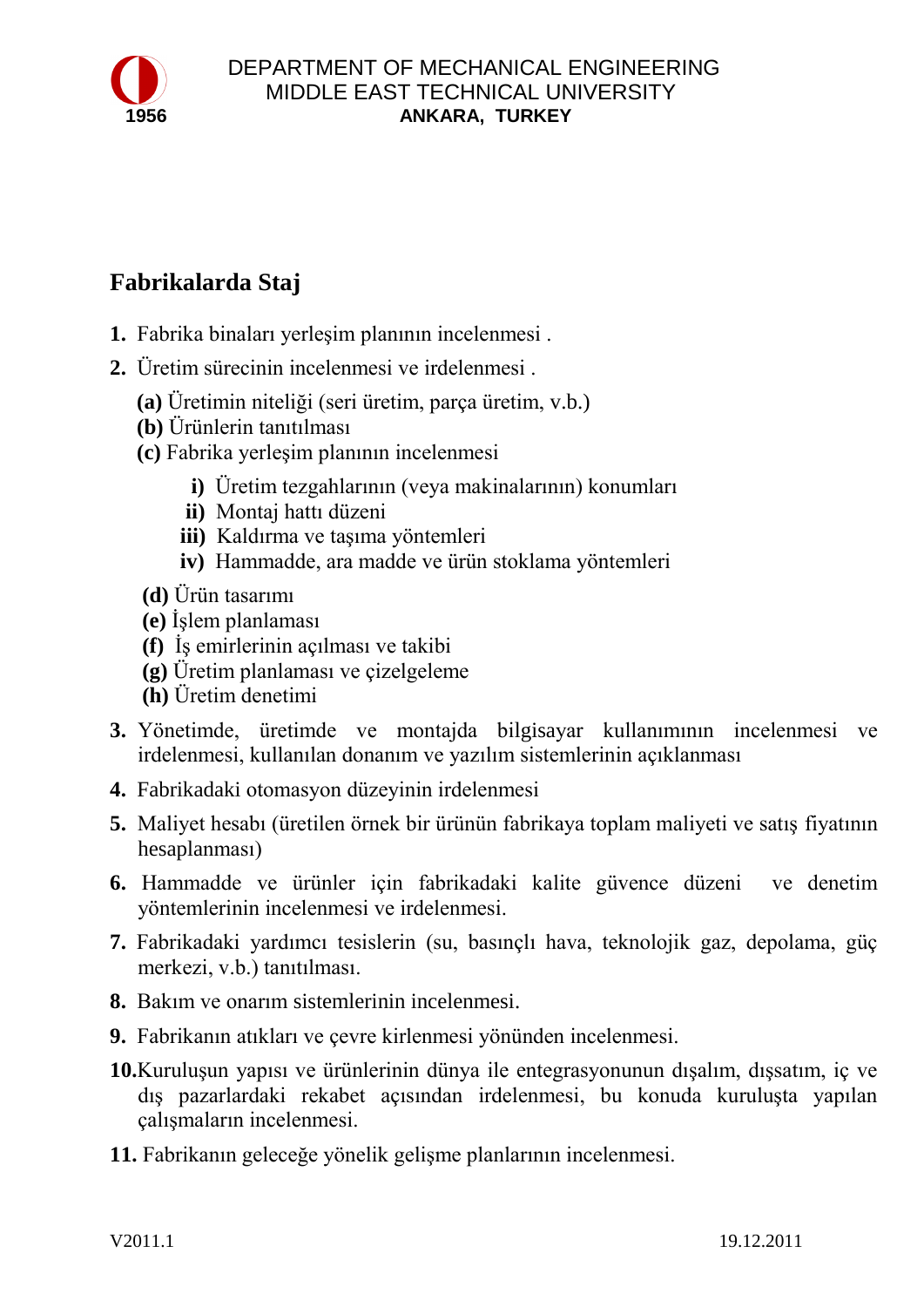DEPARTMENT OF MECHANICAL ENGINEERING
MIDDLE EAST TECHNICAL UNIVERSITY
**ANKARA, TURKEY**

**1956**

## Fabrikalarda Staj

1. Fabrika binaları yerleşim planının incelenmesi .
2. Üretim sürecinin incelenmesi ve irdelenmesi .
   **(a)** Üretimin niteliği (seri üretim, parça üretim, v.b.)
   **(b)** Ürünlerin tanıtılması
   **(c)** Fabrika yerleşim planının incelenmesi
      **i)** Üretim tezgahlarının (veya makinalarının) konumları
      **ii)** Montaj hattı düzeni
      **iii)** Kaldırma ve taşıma yöntemleri
      **iv)** Hammadde, ara madde ve ürün stoklama yöntemleri

   **(d)** Ürün tasarımı
   **(e)** İşlem planlaması
   **(f)** İş emirlerinin açılması ve takibi
   **(g)** Üretim planlaması ve çizelgeleme
   **(h)** Üretim denetimi
3. Yönetimde, üretimde ve montajda bilgisayar kullanımının incelenmesi ve irdelenmesi, kullanılan donanım ve yazılım sistemlerinin açıklanması
4. Fabrikadaki otomasyon düzeyinin irdelenmesi
5. Maliyet hesabı (üretilen örnek bir ürünün fabrikaya toplam maliyeti ve satış fiyatının hesaplanması)
6. Hammadde ve ürünler için fabrikadaki kalite güvence düzeni ve denetim yöntemlerinin incelenmesi ve irdelenmesi.
7. Fabrikadaki yardımcı tesislerin (su, basınçlı hava, teknolojik gaz, depolama, güç merkezi, v.b.) tanıtılması.
8. Bakım ve onarım sistemlerinin incelenmesi.
9. Fabrikanın atıkları ve çevre kirlenmesi yönünden incelenmesi.
10. Kuruluşun yapısı ve ürünlerinin dünya ile entegrasyonunun dışalım, dışsatım, iç ve dış pazarlardaki rekabet açısından irdelenmesi, bu konuda kuruluşta yapılan çalışmaların incelenmesi.
11. Fabrikanın geleceğe yönelik gelişme planlarının incelenmesi.

V2011.1 19.12.2011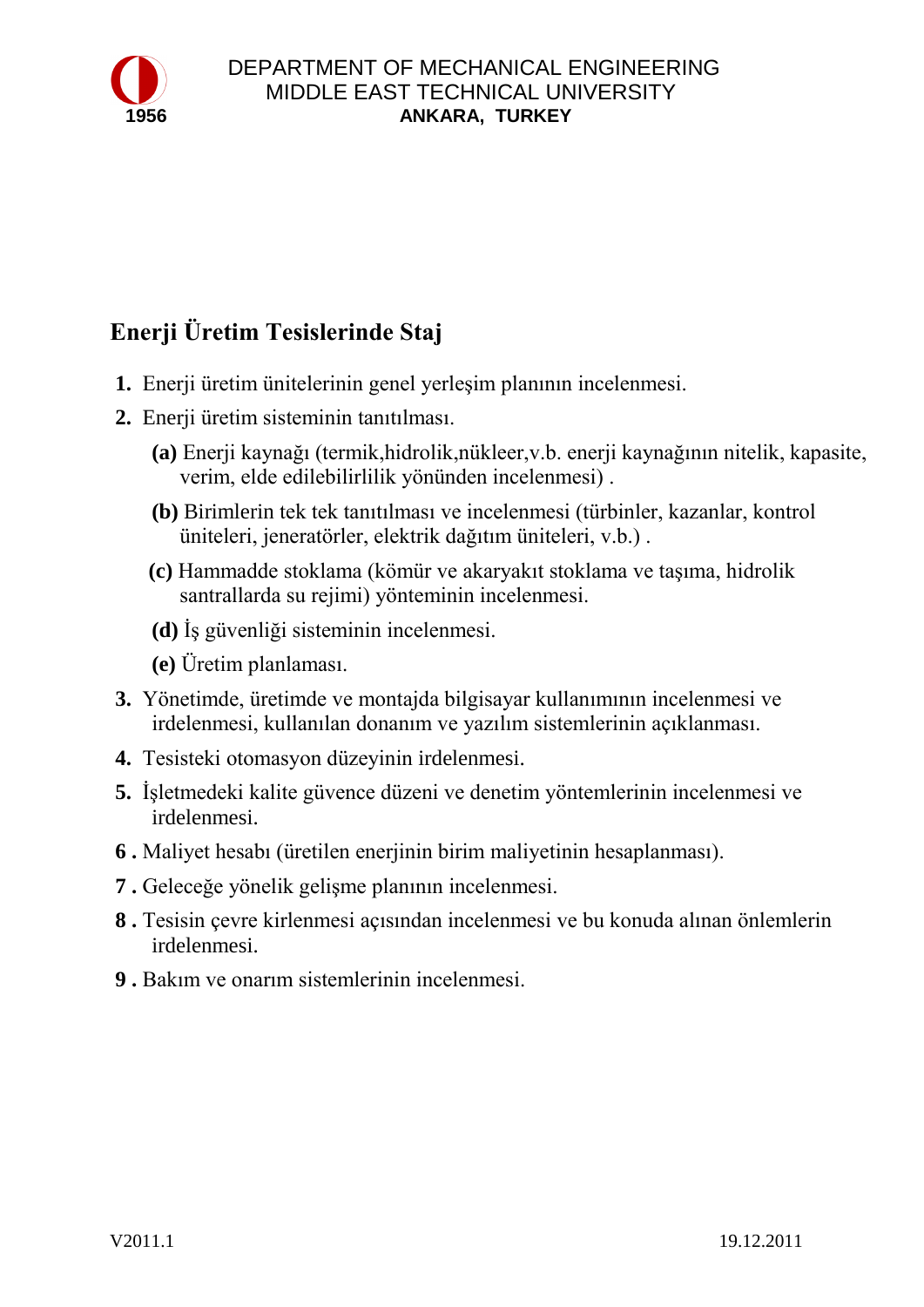# Enerji Üretim Tesislerinde Staj

1. Enerji üretim ünitelerinin genel yerleşim planının incelenmesi.
2. Enerji üretim sisteminin tanıtılması.
   - **(a)** Enerji kaynağı (termik,hidrolik,nükleer,v.b. enerji kaynağının nitelik, kapasite, verim, elde edilebilirlilik yönünden incelenmesi) .
   - **(b)** Birimlerin tek tek tanıtılması ve incelenmesi (türbinler, kazanlar, kontrol üniteleri, jeneratörler, elektrik dağıtım üniteleri, v.b.) .
   - **(c)** Hammadde stoklama (kömür ve akaryakıt stoklama ve taşıma, hidrolik santrallarda su rejimi) yönteminin incelenmesi.
   - **(d)** İş güvenliği sisteminin incelenmesi.
   - **(e)** Üretim planlaması.
3. Yönetimde, üretimde ve montajda bilgisayar kullanımının incelenmesi ve irdelenmesi, kullanılan donanım ve yazılım sistemlerinin açıklanması.
4. Tesisteki otomasyon düzeyinin irdelenmesi.
5. İşletmedeki kalite güvence düzeni ve denetim yöntemlerinin incelenmesi ve irdelenmesi.
6. Maliyet hesabı (üretilen enerjinin birim maliyetinin hesaplanması).
7. Geleceğe yönelik gelişme planının incelenmesi.
8. Tesisin çevre kirlenmesi açısından incelenmesi ve bu konuda alınan önlemlerin irdelenmesi.
9. Bakım ve onarım sistemlerinin incelenmesi.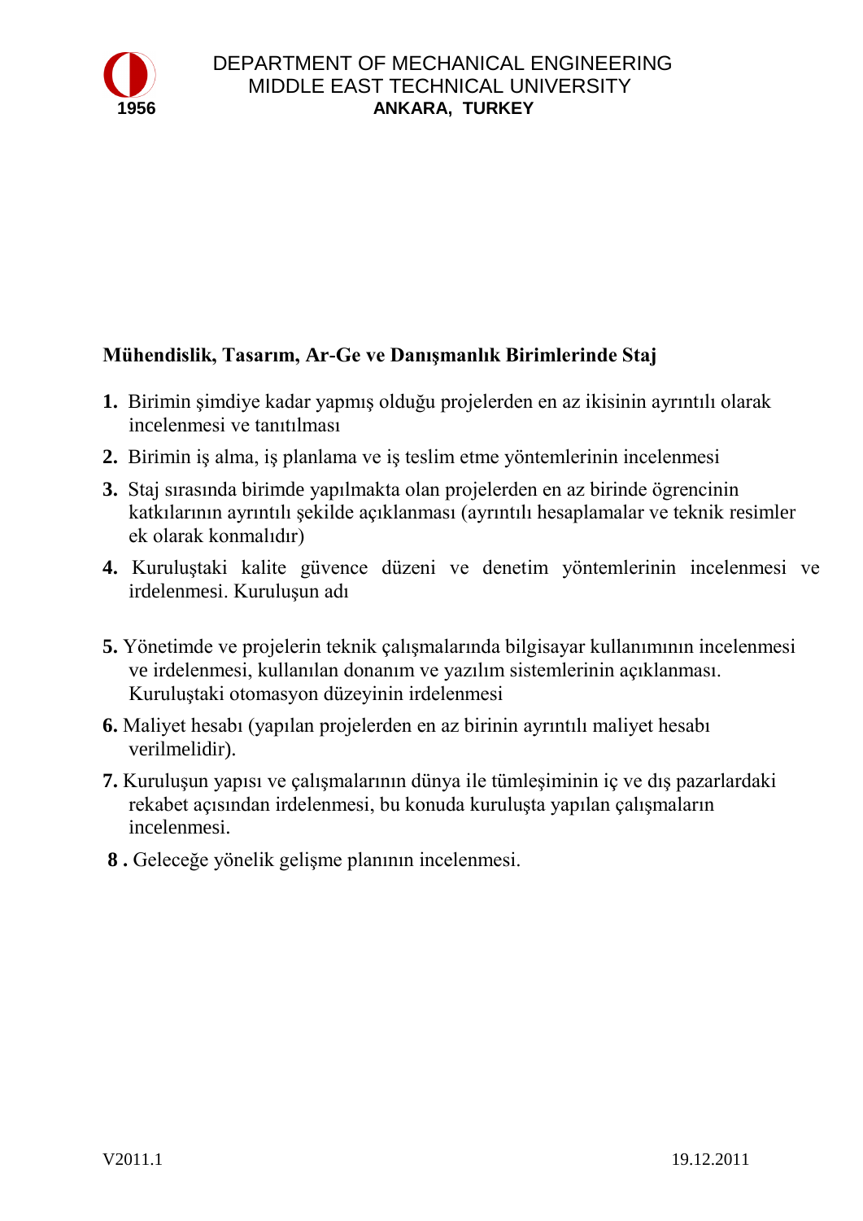DEPARTMENT OF MECHANICAL ENGINEERING
MIDDLE EAST TECHNICAL UNIVERSITY
**ANKARA, TURKEY**

**Mühendislik, Tasarım, Ar-Ge ve Danışmanlık Birimlerinde Staj**

1. Birimin şimdiye kadar yapmış olduğu projelerden en az ikisinin ayrıntılı olarak incelenmesi ve tanıtılması
2. Birimin iş alma, iş planlama ve iş teslim etme yöntemlerinin incelenmesi
3. Staj sırasında birimde yapılmakta olan projelerden en az birinde ögrencinin katkılarının ayrıntılı şekilde açıklanması (ayrıntılı hesaplamalar ve teknik resimler ek olarak konmalıdır)
4. Kuruluştaki kalite güvence düzeni ve denetim yöntemlerinin incelenmesi ve irdelenmesi. Kuruluşun adı
5. Yönetimde ve projelerin teknik çalışmalarında bilgisayar kullanımının incelenmesi ve irdelenmesi, kullanılan donanım ve yazılım sistemlerinin açıklanması. Kuruluştaki otomasyon düzeyinin irdelenmesi
6. Maliyet hesabı (yapılan projelerden en az birinin ayrıntılı maliyet hesabı verilmelidir).
7. Kuruluşun yapısı ve çalışmalarının dünya ile tümleşiminin iç ve dış pazarlardaki rekabet açısından irdelenmesi, bu konuda kuruluşta yapılan çalışmaların incelenmesi.
8. Geleceğe yönelik gelişme planının incelenmesi.

V2011.1 19.12.2011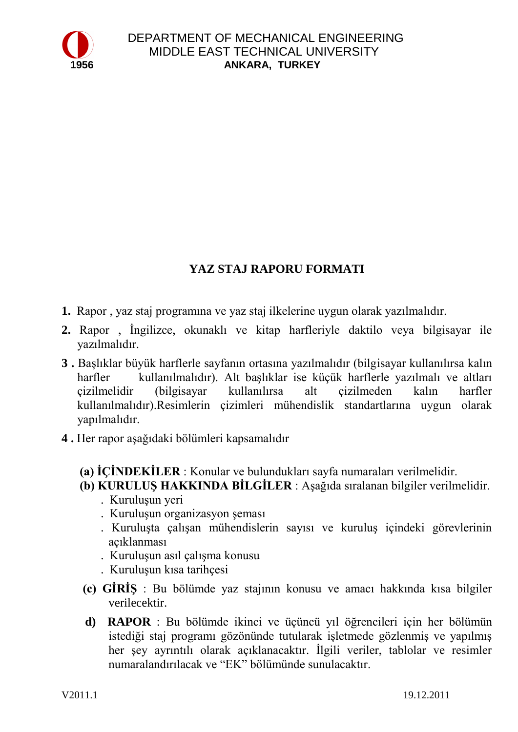DEPARTMENT OF MECHANICAL ENGINEERING
MIDDLE EAST TECHNICAL UNIVERSITY
**ANKARA, TURKEY**

1956

## YAZ STAJ RAPORU FORMATI

**1.** Rapor , yaz staj programına ve yaz staj ilkelerine uygun olarak yazılmalıdır.

**2.** Rapor , İngilizce, okunaklı ve kitap harfleriyle daktilo veya bilgisayar ile yazılmalıdır.

**3 .** Başlıklar büyük harflerle sayfanın ortasına yazılmalıdır (bilgisayar kullanılırsa kalın harfler kullanılmalıdır). Alt başlıklar ise küçük harflerle yazılmalı ve altları çizilmelidir (bilgisayar kullanılırsa alt çizilmeden kalın harfler kullanılmalıdır).Resimlerin çizimleri mühendislik standartlarına uygun olarak yapılmalıdır.

**4 .** Her rapor aşağıdaki bölümleri kapsamalıdır

**(a) İÇİNDEKİLER** : Konular ve bulundukları sayfa numaraları verilmelidir.

**(b) KURULUŞ HAKKINDA BİLGİLER** : Aşağıda sıralanan bilgiler verilmelidir.
- . Kuruluşun yeri
- . Kuruluşun organizasyon şeması
- . Kuruluşta çalışan mühendislerin sayısı ve kuruluş içindeki görevlerinin açıklanması
- . Kuruluşun asıl çalışma konusu
- . Kuruluşun kısa tarihçesi

**(c) GİRİŞ** : Bu bölümde yaz stajının konusu ve amacı hakkında kısa bilgiler verilecektir.

**d) RAPOR** : Bu bölümde ikinci ve üçüncü yıl öğrencileri için her bölümün istediği staj programı gözönünde tutularak işletmede gözlenmiş ve yapılmış her şey ayrıntılı olarak açıklanacaktır. İlgili veriler, tablolar ve resimler numaralandırılacak ve "EK" bölümünde sunulacaktır.

V2011.1 19.12.2011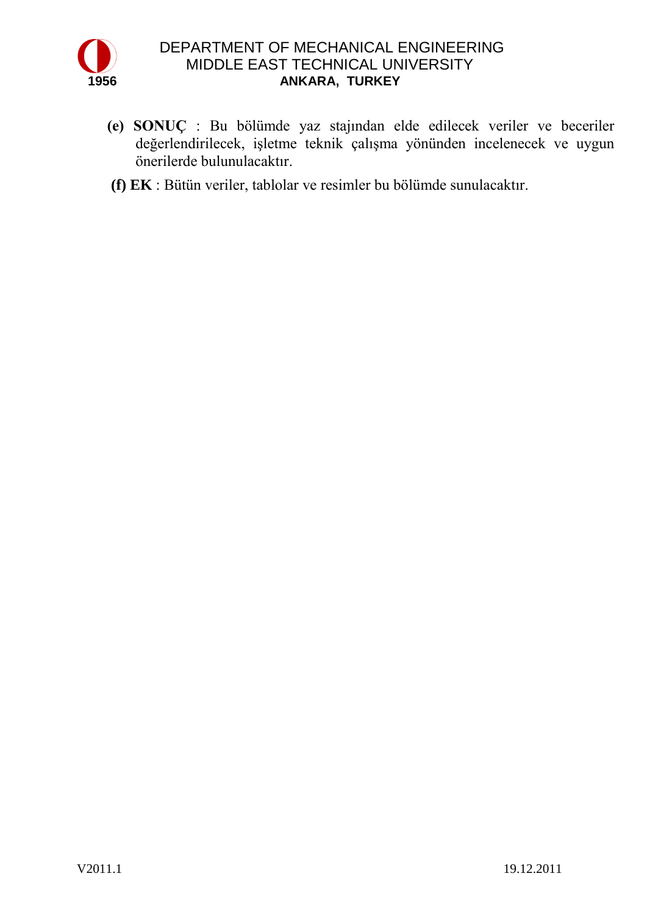**(e) SONUÇ** : Bu bölümde yaz stajından elde edilecek veriler ve beceriler değerlendirilecek, işletme teknik çalışma yönünden incelenecek ve uygun önerilerde bulunulacaktır.

**(f) EK** : Bütün veriler, tablolar ve resimler bu bölümde sunulacaktır.